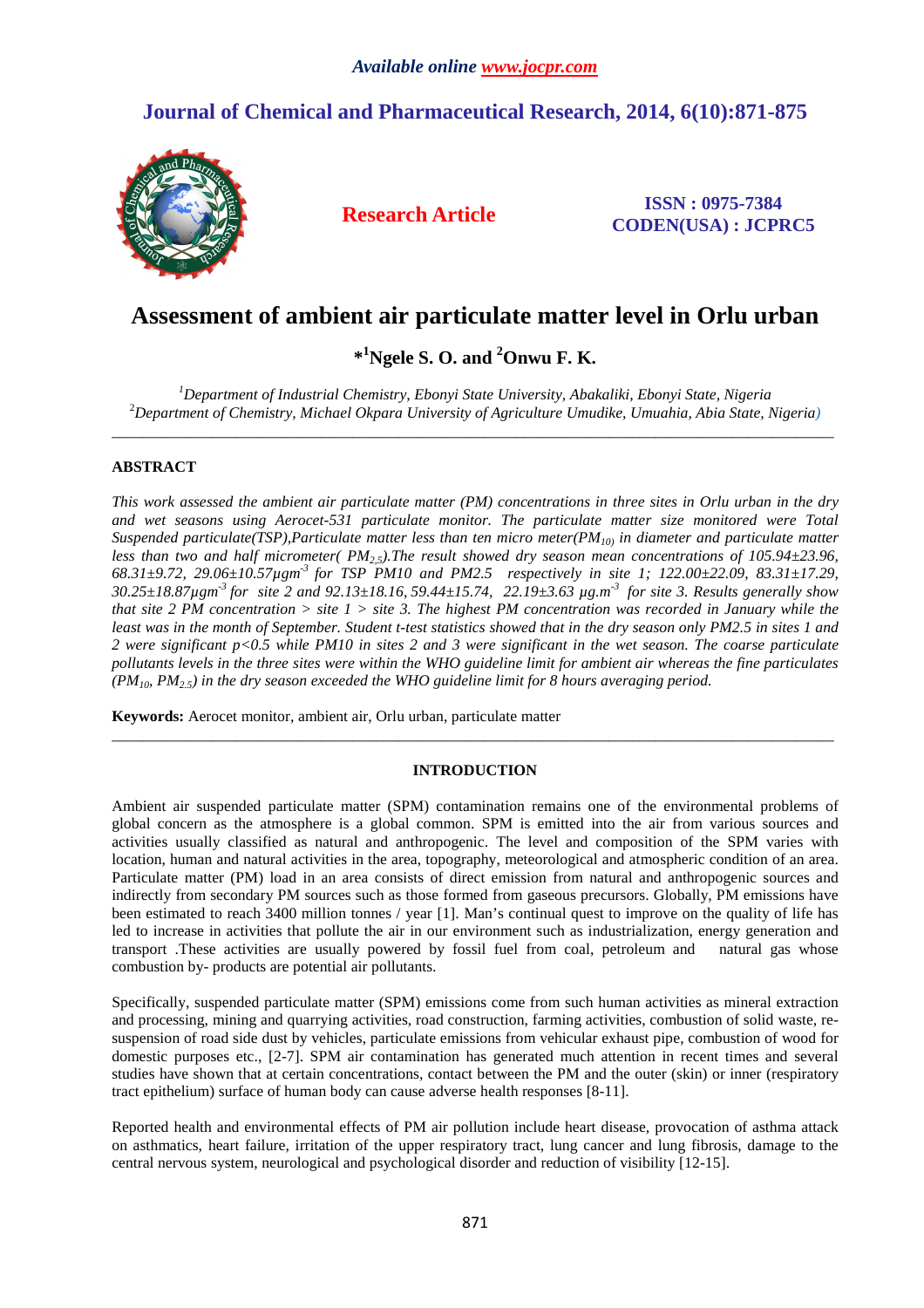# Assessment of ambient air particulate matter level in Orlu urban

**\*[1]Ngele S. O. and [2]Onwu F. K.**

*[1]Department of Industrial Chemistry, Ebonyi State University, Abakaliki, Ebonyi State, Nigeria*
*[2]Department of Chemistry, Michael Okpara University of Agriculture Umudike, Umuahia, Abia State, Nigeria)*

---

## ABSTRACT

*This work assessed the ambient air particulate matter (PM) concentrations in three sites in Orlu urban in the dry and wet seasons using Aerocet-531 particulate monitor. The particulate matter size monitored were Total Suspended particulate(TSP),Particulate matter less than ten micro meter($PM_{10}$) in diameter and particulate matter less than two and half micrometer( $PM_{2.5}$).The result showed dry season mean concentrations of 105.94±23.96, 68.31±9.72, 29.06±10.57µgm$^{-3}$ for TSP PM10 and PM2.5 respectively in site 1; 122.00±22.09, 83.31±17.29, 30.25±18.87µgm$^{-3}$ for site 2 and 92.13±18.16, 59.44±15.74, 22.19±3.63 µg.m$^{-3}$ for site 3. Results generally show that site 2 PM concentration > site 1 > site 3. The highest PM concentration was recorded in January while the least was in the month of September. Student t-test statistics showed that in the dry season only PM2.5 in sites 1 and 2 were significant p<0.5 while PM10 in sites 2 and 3 were significant in the wet season. The coarse particulate pollutants levels in the three sites were within the WHO guideline limit for ambient air whereas the fine particulates ($PM_{10}$, $PM_{2.5}$) in the dry season exceeded the WHO guideline limit for 8 hours averaging period.*

**Keywords:** Aerocet monitor, ambient air, Orlu urban, particulate matter

---

## INTRODUCTION

Ambient air suspended particulate matter (SPM) contamination remains one of the environmental problems of global concern as the atmosphere is a global common. SPM is emitted into the air from various sources and activities usually classified as natural and anthropogenic. The level and composition of the SPM varies with location, human and natural activities in the area, topography, meteorological and atmospheric condition of an area. Particulate matter (PM) load in an area consists of direct emission from natural and anthropogenic sources and indirectly from secondary PM sources such as those formed from gaseous precursors. Globally, PM emissions have been estimated to reach 3400 million tonnes / year [1]. Man's continual quest to improve on the quality of life has led to increase in activities that pollute the air in our environment such as industrialization, energy generation and transport .These activities are usually powered by fossil fuel from coal, petroleum and natural gas whose combustion by- products are potential air pollutants.

Specifically, suspended particulate matter (SPM) emissions come from such human activities as mineral extraction and processing, mining and quarrying activities, road construction, farming activities, combustion of solid waste, re-suspension of road side dust by vehicles, particulate emissions from vehicular exhaust pipe, combustion of wood for domestic purposes etc., [2-7]. SPM air contamination has generated much attention in recent times and several studies have shown that at certain concentrations, contact between the PM and the outer (skin) or inner (respiratory tract epithelium) surface of human body can cause adverse health responses [8-11].

Reported health and environmental effects of PM air pollution include heart disease, provocation of asthma attack on asthmatics, heart failure, irritation of the upper respiratory tract, lung cancer and lung fibrosis, damage to the central nervous system, neurological and psychological disorder and reduction of visibility [12-15].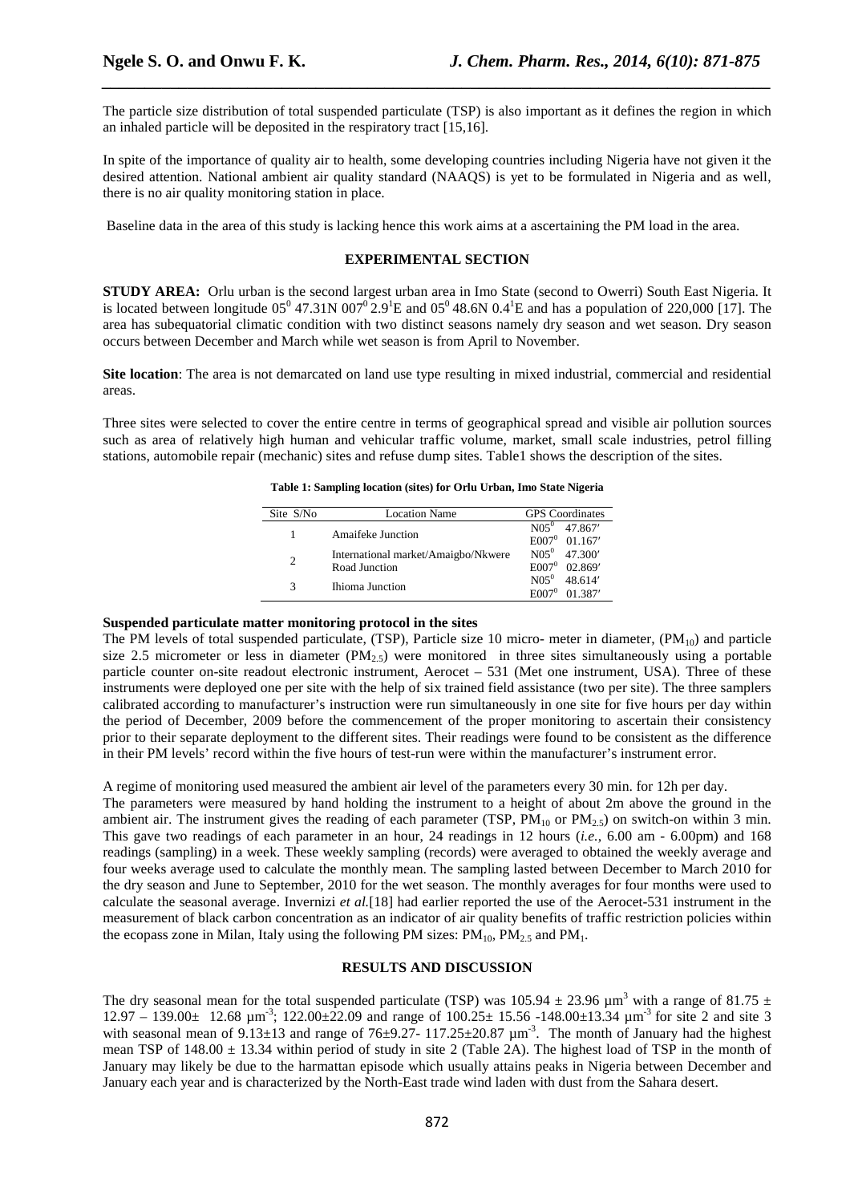The particle size distribution of total suspended particulate (TSP) is also important as it defines the region in which an inhaled particle will be deposited in the respiratory tract [15,16].

In spite of the importance of quality air to health, some developing countries including Nigeria have not given it the desired attention. National ambient air quality standard (NAAQS) is yet to be formulated in Nigeria and as well, there is no air quality monitoring station in place.

Baseline data in the area of this study is lacking hence this work aims at a ascertaining the PM load in the area.

## EXPERIMENTAL SECTION

**STUDY AREA:** Orlu urban is the second largest urban area in Imo State (second to Owerri) South East Nigeria. It is located between longitude $05^0$ 47.31N $007^0$ $2.9^1$E and $05^0$ 48.6N $0.4^1$E and has a population of 220,000 [17]. The area has subequatorial climatic condition with two distinct seasons namely dry season and wet season. Dry season occurs between December and March while wet season is from April to November.

**Site location**: The area is not demarcated on land use type resulting in mixed industrial, commercial and residential areas.

Three sites were selected to cover the entire centre in terms of geographical spread and visible air pollution sources such as area of relatively high human and vehicular traffic volume, market, small scale industries, petrol filling stations, automobile repair (mechanic) sites and refuse dump sites. Table1 shows the description of the sites.

**Table 1: Sampling location (sites) for Orlu Urban, Imo State Nigeria**

| Site S/No | Location Name | GPS Coordinates |
|---|---|---|
| 1 | Amaifeke Junction | $N05^0$ 47.867′ $E007^0$ 01.167′ |
| 2 | International market/Amaigbo/Nkwere Road Junction | $N05^0$ 47.300′ $E007^0$ 02.869′ |
| 3 | Ihioma Junction | $N05^0$ 48.614′ $E007^0$ 01.387′ |

### Suspended particulate matter monitoring protocol in the sites

The PM levels of total suspended particulate, (TSP), Particle size 10 micro- meter in diameter, ($PM_{10}$) and particle size 2.5 micrometer or less in diameter ($PM_{2.5}$) were monitored in three sites simultaneously using a portable particle counter on-site readout electronic instrument, Aerocet – 531 (Met one instrument, USA). Three of these instruments were deployed one per site with the help of six trained field assistance (two per site). The three samplers calibrated according to manufacturer's instruction were run simultaneously in one site for five hours per day within the period of December, 2009 before the commencement of the proper monitoring to ascertain their consistency prior to their separate deployment to the different sites. Their readings were found to be consistent as the difference in their PM levels' record within the five hours of test-run were within the manufacturer's instrument error.

A regime of monitoring used measured the ambient air level of the parameters every 30 min. for 12h per day.
The parameters were measured by hand holding the instrument to a height of about 2m above the ground in the ambient air. The instrument gives the reading of each parameter (TSP, $PM_{10}$ or $PM_{2.5}$) on switch-on within 3 min. This gave two readings of each parameter in an hour, 24 readings in 12 hours (*i.e.*, 6.00 am - 6.00pm) and 168 readings (sampling) in a week. These weekly sampling (records) were averaged to obtained the weekly average and four weeks average used to calculate the monthly mean. The sampling lasted between December to March 2010 for the dry season and June to September, 2010 for the wet season. The monthly averages for four months were used to calculate the seasonal average. Invernizi *et al.*[18] had earlier reported the use of the Aerocet-531 instrument in the measurement of black carbon concentration as an indicator of air quality benefits of traffic restriction policies within the ecopass zone in Milan, Italy using the following PM sizes: $PM_{10}$, $PM_{2.5}$ and $PM_1$.

## RESULTS AND DISCUSSION

The dry seasonal mean for the total suspended particulate (TSP) was $105.94 \pm 23.96$ $\mu m^3$ with a range of $81.75 \pm 12.97 - 139.00 \pm 12.68$ $\mu m^{-3}$; $122.00 \pm 22.09$ and range of $100.25 \pm 15.56 - 148.00 \pm 13.34$ $\mu m^{-3}$ for site 2 and site 3 with seasonal mean of $9.13 \pm 13$ and range of $76 \pm 9.27 - 117.25 \pm 20.87$ $\mu m^{-3}$. The month of January had the highest mean TSP of $148.00 \pm 13.34$ within period of study in site 2 (Table 2A). The highest load of TSP in the month of January may likely be due to the harmattan episode which usually attains peaks in Nigeria between December and January each year and is characterized by the North-East trade wind laden with dust from the Sahara desert.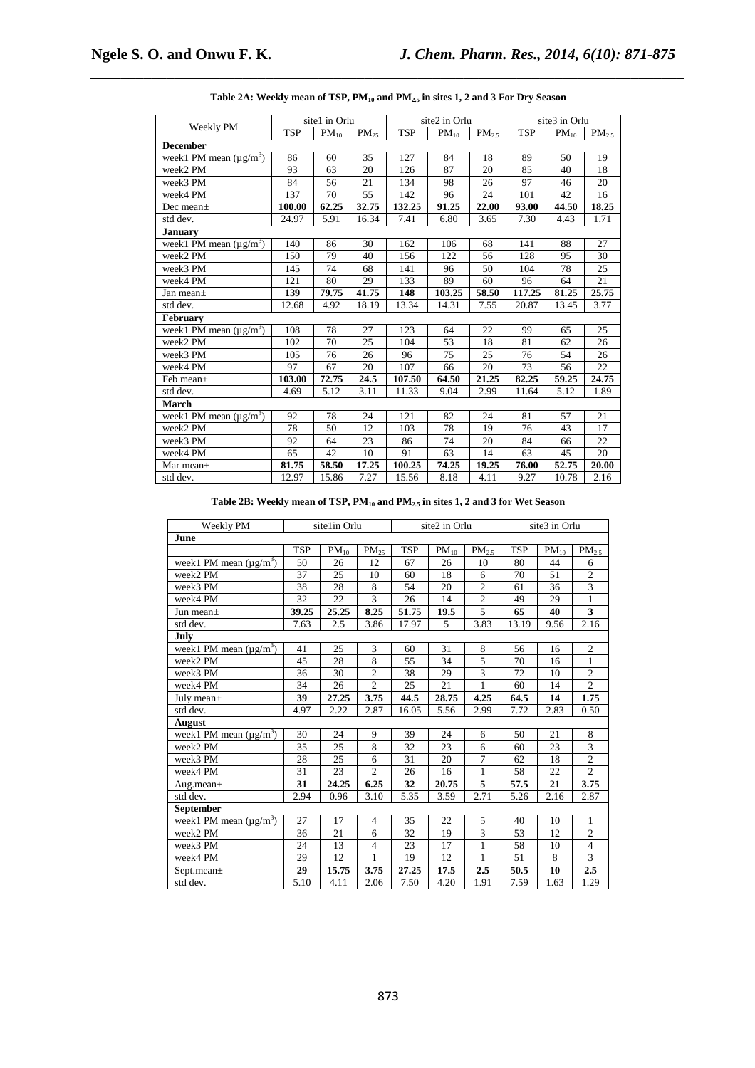**Table 2A: Weekly mean of TSP, $PM_{10}$ and $PM_{2.5}$ in sites 1, 2 and 3 For Dry Season**

| Weekly PM | site1 in Orlu | | | site2 in Orlu | | | site3 in Orlu | | |
|---|---|---|---|---|---|---|---|---|---|
| | TSP | $PM_{10}$ | $PM_{25}$ | TSP | $PM_{10}$ | $PM_{2.5}$ | TSP | $PM_{10}$ | $PM_{2.5}$ |
| **December** | | | | | | | | | |
| week1 PM mean ($\mu g/m^3$) | 86 | 60 | 35 | 127 | 84 | 18 | 89 | 50 | 19 |
| week2 PM | 93 | 63 | 20 | 126 | 87 | 20 | 85 | 40 | 18 |
| week3 PM | 84 | 56 | 21 | 134 | 98 | 26 | 97 | 46 | 20 |
| week4 PM | 137 | 70 | 55 | 142 | 96 | 24 | 101 | 42 | 16 |
| Dec mean± | **100.00** | **62.25** | **32.75** | **132.25** | **91.25** | **22.00** | **93.00** | **44.50** | **18.25** |
| std dev. | 24.97 | 5.91 | 16.34 | 7.41 | 6.80 | 3.65 | 7.30 | 4.43 | 1.71 |
| **January** | | | | | | | | | |
| week1 PM mean ($\mu g/m^3$) | 140 | 86 | 30 | 162 | 106 | 68 | 141 | 88 | 27 |
| week2 PM | 150 | 79 | 40 | 156 | 122 | 56 | 128 | 95 | 30 |
| week3 PM | 145 | 74 | 68 | 141 | 96 | 50 | 104 | 78 | 25 |
| week4 PM | 121 | 80 | 29 | 133 | 89 | 60 | 96 | 64 | 21 |
| Jan mean± | **139** | **79.75** | **41.75** | **148** | **103.25** | **58.50** | **117.25** | **81.25** | **25.75** |
| std dev. | 12.68 | 4.92 | 18.19 | 13.34 | 14.31 | 7.55 | 20.87 | 13.45 | 3.77 |
| **February** | | | | | | | | | |
| week1 PM mean ($\mu g/m^3$) | 108 | 78 | 27 | 123 | 64 | 22 | 99 | 65 | 25 |
| week2 PM | 102 | 70 | 25 | 104 | 53 | 18 | 81 | 62 | 26 |
| week3 PM | 105 | 76 | 26 | 96 | 75 | 25 | 76 | 54 | 26 |
| week4 PM | 97 | 67 | 20 | 107 | 66 | 20 | 73 | 56 | 22 |
| Feb mean± | **103.00** | **72.75** | **24.5** | **107.50** | **64.50** | **21.25** | **82.25** | **59.25** | **24.75** |
| std dev. | 4.69 | 5.12 | 3.11 | 11.33 | 9.04 | 2.99 | 11.64 | 5.12 | 1.89 |
| **March** | | | | | | | | | |
| week1 PM mean ($\mu g/m^3$) | 92 | 78 | 24 | 121 | 82 | 24 | 81 | 57 | 21 |
| week2 PM | 78 | 50 | 12 | 103 | 78 | 19 | 76 | 43 | 17 |
| week3 PM | 92 | 64 | 23 | 86 | 74 | 20 | 84 | 66 | 22 |
| week4 PM | 65 | 42 | 10 | 91 | 63 | 14 | 63 | 45 | 20 |
| Mar mean± | **81.75** | **58.50** | **17.25** | **100.25** | **74.25** | **19.25** | **76.00** | **52.75** | **20.00** |
| std dev. | 12.97 | 15.86 | 7.27 | 15.56 | 8.18 | 4.11 | 9.27 | 10.78 | 2.16 |

**Table 2B: Weekly mean of TSP, $PM_{10}$ and $PM_{2.5}$ in sites 1, 2 and 3 for Wet Season**

| Weekly PM | site1in Orlu | | | site2 in Orlu | | | site3 in Orlu | | |
|---|---|---|---|---|---|---|---|---|---|
| **June** | | | | | | | | | |
| | TSP | $PM_{10}$ | $PM_{25}$ | TSP | $PM_{10}$ | $PM_{2.5}$ | TSP | $PM_{10}$ | $PM_{2.5}$ |
| week1 PM mean ($\mu g/m^3$) | 50 | 26 | 12 | 67 | 26 | 10 | 80 | 44 | 6 |
| week2 PM | 37 | 25 | 10 | 60 | 18 | 6 | 70 | 51 | 2 |
| week3 PM | 38 | 28 | 8 | 54 | 20 | 2 | 61 | 36 | 3 |
| week4 PM | 32 | 22 | 3 | 26 | 14 | 2 | 49 | 29 | 1 |
| Jun mean± | **39.25** | **25.25** | **8.25** | **51.75** | **19.5** | **5** | **65** | **40** | **3** |
| std dev. | 7.63 | 2.5 | 3.86 | 17.97 | 5 | 3.83 | 13.19 | 9.56 | 2.16 |
| **July** | | | | | | | | | |
| week1 PM mean ($\mu g/m^3$) | 41 | 25 | 3 | 60 | 31 | 8 | 56 | 16 | 2 |
| week2 PM | 45 | 28 | 8 | 55 | 34 | 5 | 70 | 16 | 1 |
| week3 PM | 36 | 30 | 2 | 38 | 29 | 3 | 72 | 10 | 2 |
| week4 PM | 34 | 26 | 2 | 25 | 21 | 1 | 60 | 14 | 2 |
| July mean± | **39** | **27.25** | **3.75** | **44.5** | **28.75** | **4.25** | **64.5** | **14** | **1.75** |
| std dev. | 4.97 | 2.22 | 2.87 | 16.05 | 5.56 | 2.99 | 7.72 | 2.83 | 0.50 |
| **August** | | | | | | | | | |
| week1 PM mean ($\mu g/m^3$) | 30 | 24 | 9 | 39 | 24 | 6 | 50 | 21 | 8 |
| week2 PM | 35 | 25 | 8 | 32 | 23 | 6 | 60 | 23 | 3 |
| week3 PM | 28 | 25 | 6 | 31 | 20 | 7 | 62 | 18 | 2 |
| week4 PM | 31 | 23 | 2 | 26 | 16 | 1 | 58 | 22 | 2 |
| Aug.mean± | **31** | **24.25** | **6.25** | **32** | **20.75** | **5** | **57.5** | **21** | **3.75** |
| std dev. | 2.94 | 0.96 | 3.10 | 5.35 | 3.59 | 2.71 | 5.26 | 2.16 | 2.87 |
| **September** | | | | | | | | | |
| week1 PM mean ($\mu g/m^3$) | 27 | 17 | 4 | 35 | 22 | 5 | 40 | 10 | 1 |
| week2 PM | 36 | 21 | 6 | 32 | 19 | 3 | 53 | 12 | 2 |
| week3 PM | 24 | 13 | 4 | 23 | 17 | 1 | 58 | 10 | 4 |
| week4 PM | 29 | 12 | 1 | 19 | 12 | 1 | 51 | 8 | 3 |
| Sept.mean± | **29** | **15.75** | **3.75** | **27.25** | **17.5** | **2.5** | **50.5** | **10** | **2.5** |
| std dev. | 5.10 | 4.11 | 2.06 | 7.50 | 4.20 | 1.91 | 7.59 | 1.63 | 1.29 |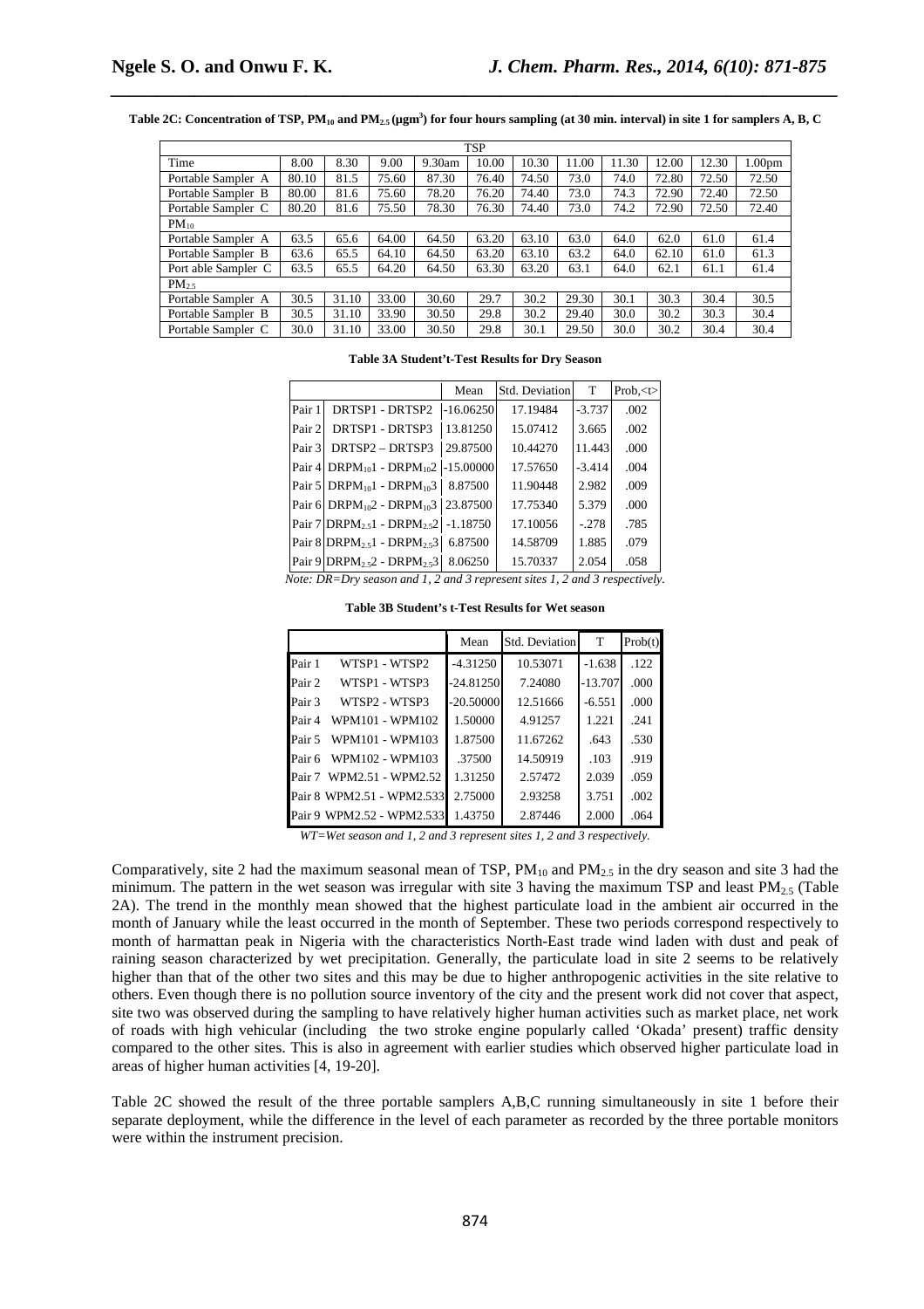**Table 2C: Concentration of TSP, $PM_{10}$ and $PM_{2.5}$ (μgm$^3$) for four hours sampling (at 30 min. interval) in site 1 for samplers A, B, C**

| TSP | | | | | | | | | | | |
|---|---|---|---|---|---|---|---|---|---|---|---|
| Time | 8.00 | 8.30 | 9.00 | 9.30am | 10.00 | 10.30 | 11.00 | 11.30 | 12.00 | 12.30 | 1.00pm |
| Portable Sampler A | 80.10 | 81.5 | 75.60 | 87.30 | 76.40 | 74.50 | 73.0 | 74.0 | 72.80 | 72.50 | 72.50 |
| Portable Sampler B | 80.00 | 81.6 | 75.60 | 78.20 | 76.20 | 74.40 | 73.0 | 74.3 | 72.90 | 72.40 | 72.50 |
| Portable Sampler C | 80.20 | 81.6 | 75.50 | 78.30 | 76.30 | 74.40 | 73.0 | 74.2 | 72.90 | 72.50 | 72.40 |
| $PM_{10}$ | | | | | | | | | | | |
| Portable Sampler A | 63.5 | 65.6 | 64.00 | 64.50 | 63.20 | 63.10 | 63.0 | 64.0 | 62.0 | 61.0 | 61.4 |
| Portable Sampler B | 63.6 | 65.5 | 64.10 | 64.50 | 63.20 | 63.10 | 63.2 | 64.0 | 62.10 | 61.0 | 61.3 |
| Port able Sampler C | 63.5 | 65.5 | 64.20 | 64.50 | 63.30 | 63.20 | 63.1 | 64.0 | 62.1 | 61.1 | 61.4 |
| $PM_{2.5}$ | | | | | | | | | | | |
| Portable Sampler A | 30.5 | 31.10 | 33.00 | 30.60 | 29.7 | 30.2 | 29.30 | 30.1 | 30.3 | 30.4 | 30.5 |
| Portable Sampler B | 30.5 | 31.10 | 33.90 | 30.50 | 29.8 | 30.2 | 29.40 | 30.0 | 30.2 | 30.3 | 30.4 |
| Portable Sampler C | 30.0 | 31.10 | 33.00 | 30.50 | 29.8 | 30.1 | 29.50 | 30.0 | 30.2 | 30.4 | 30.4 |

**Table 3A Student't-Test Results for Dry Season**

| | | Mean | Std. Deviation | T | Prob,<t> |
|---|---|---|---|---|---|
| Pair 1 | DRTSP1 - DRTSP2 | -16.06250 | 17.19484 | -3.737 | .002 |
| Pair 2 | DRTSP1 - DRTSP3 | 13.81250 | 15.07412 | 3.665 | .002 |
| Pair 3 | DRTSP2 – DRTSP3 | 29.87500 | 10.44270 | 11.443 | .000 |
| Pair 4 | $DRPM_{10}1$ - $DRPM_{10}2$ | -15.00000 | 17.57650 | -3.414 | .004 |
| Pair 5 | $DRPM_{10}1$ - $DRPM_{10}3$ | 8.87500 | 11.90448 | 2.982 | .009 |
| Pair 6 | $DRPM_{10}2$ - $DRPM_{10}3$ | 23.87500 | 17.75340 | 5.379 | .000 |
| Pair 7 | $DRPM_{2.5}1$ - $DRPM_{2.5}2$ | -1.18750 | 17.10056 | -.278 | .785 |
| Pair 8 | $DRPM_{2.5}1$ - $DRPM_{2.5}3$ | 6.87500 | 14.58709 | 1.885 | .079 |
| Pair 9 | $DRPM_{2.5}2$ - $DRPM_{2.5}3$ | 8.06250 | 15.70337 | 2.054 | .058 |

*Note: DR=Dry season and 1, 2 and 3 represent sites 1, 2 and 3 respectively.*

**Table 3B Student's t-Test Results for Wet season**

| | | Mean | Std. Deviation | T | Prob(t) |
|---|---|---|---|---|---|
| Pair 1 | WTSP1 - WTSP2 | -4.31250 | 10.53071 | -1.638 | .122 |
| Pair 2 | WTSP1 - WTSP3 | -24.81250 | 7.24080 | -13.707 | .000 |
| Pair 3 | WTSP2 - WTSP3 | -20.50000 | 12.51666 | -6.551 | .000 |
| Pair 4 | WPM101 - WPM102 | 1.50000 | 4.91257 | 1.221 | .241 |
| Pair 5 | WPM101 - WPM103 | 1.87500 | 11.67262 | .643 | .530 |
| Pair 6 | WPM102 - WPM103 | .37500 | 14.50919 | .103 | .919 |
| Pair 7 | WPM2.51 - WPM2.52 | 1.31250 | 2.57472 | 2.039 | .059 |
| Pair 8 | WPM2.51 - WPM2.533 | 2.75000 | 2.93258 | 3.751 | .002 |
| Pair 9 | WPM2.52 - WPM2.533 | 1.43750 | 2.87446 | 2.000 | .064 |

*WT=Wet season and 1, 2 and 3 represent sites 1, 2 and 3 respectively.*

Comparatively, site 2 had the maximum seasonal mean of TSP, $PM_{10}$ and $PM_{2.5}$ in the dry season and site 3 had the minimum. The pattern in the wet season was irregular with site 3 having the maximum TSP and least $PM_{2.5}$ (Table 2A). The trend in the monthly mean showed that the highest particulate load in the ambient air occurred in the month of January while the least occurred in the month of September. These two periods correspond respectively to month of harmattan peak in Nigeria with the characteristics North-East trade wind laden with dust and peak of raining season characterized by wet precipitation. Generally, the particulate load in site 2 seems to be relatively higher than that of the other two sites and this may be due to higher anthropogenic activities in the site relative to others. Even though there is no pollution source inventory of the city and the present work did not cover that aspect, site two was observed during the sampling to have relatively higher human activities such as market place, net work of roads with high vehicular (including the two stroke engine popularly called 'Okada' present) traffic density compared to the other sites. This is also in agreement with earlier studies which observed higher particulate load in areas of higher human activities [4, 19-20].

Table 2C showed the result of the three portable samplers A,B,C running simultaneously in site 1 before their separate deployment, while the difference in the level of each parameter as recorded by the three portable monitors were within the instrument precision.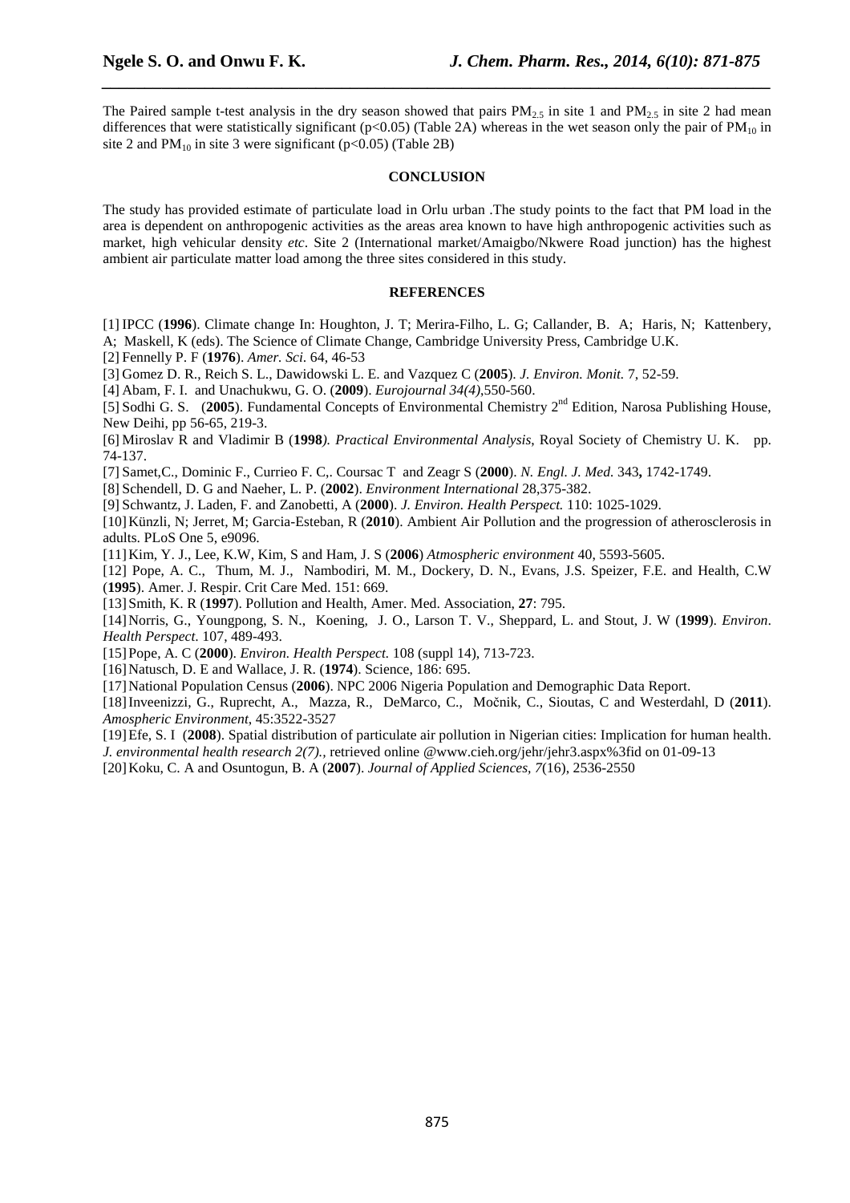The Paired sample t-test analysis in the dry season showed that pairs $PM_{2.5}$ in site 1 and $PM_{2.5}$ in site 2 had mean differences that were statistically significant ($p<0.05$) (Table 2A) whereas in the wet season only the pair of $PM_{10}$ in site 2 and $PM_{10}$ in site 3 were significant ($p<0.05$) (Table 2B)

## CONCLUSION

The study has provided estimate of particulate load in Orlu urban .The study points to the fact that PM load in the area is dependent on anthropogenic activities as the areas area known to have high anthropogenic activities such as market, high vehicular density *etc*. Site 2 (International market/Amaigbo/Nkwere Road junction) has the highest ambient air particulate matter load among the three sites considered in this study.

## REFERENCES

[1] IPCC (**1996**). Climate change In: Houghton, J. T; Merira-Filho, L. G; Callander, B. A; Haris, N; Kattenbery, A; Maskell, K (eds). The Science of Climate Change, Cambridge University Press, Cambridge U.K.

[2] Fennelly P. F (**1976**). *Amer. Sci.* 64, 46-53

[3] Gomez D. R., Reich S. L., Dawidowski L. E. and Vazquez C (**2005**). *J. Environ. Monit.* 7, 52-59.

[4] Abam, F. I. and Unachukwu, G. O. (**2009**). *Eurojournal 34(4)*,550-560.

[5] Sodhi G. S. (**2005**). Fundamental Concepts of Environmental Chemistry 2nd Edition, Narosa Publishing House, New Deihi, pp 56-65, 219-3.

[6] Miroslav R and Vladimir B (**1998***). Practical Environmental Analysis*, Royal Society of Chemistry U. K. pp. 74-137.

[7] Samet,C., Dominic F., Currieo F. C,. Coursac T and Zeagr S (**2000**). *N. Engl. J. Med.* 343**,** 1742-1749.

[8] Schendell, D. G and Naeher, L. P. (**2002**). *Environment International* 28,375-382.

[9] Schwantz, J. Laden, F. and Zanobetti, A (**2000**). *J. Environ. Health Perspect.* 110: 1025-1029.

[10] Künzli, N; Jerret, M; Garcia-Esteban, R (**2010**). Ambient Air Pollution and the progression of atherosclerosis in adults. PLoS One 5, e9096.

[11] Kim, Y. J., Lee, K.W, Kim, S and Ham, J. S (**2006**) *Atmospheric environment* 40, 5593-5605.

[12] Pope, A. C., Thum, M. J., Nambodiri, M. M., Dockery, D. N., Evans, J.S. Speizer, F.E. and Health, C.W (**1995**). Amer. J. Respir. Crit Care Med. 151: 669.

[13] Smith, K. R (**1997**). Pollution and Health, Amer. Med. Association, **27**: 795.

[14] Norris, G., Youngpong, S. N., Koening, J. O., Larson T. V., Sheppard, L. and Stout, J. W (**1999**). *Environ. Health Perspect.* 107, 489-493.

[15] Pope, A. C (**2000**). *Environ. Health Perspect.* 108 (suppl 14), 713-723.

[16] Natusch, D. E and Wallace, J. R. (**1974**). Science, 186: 695.

[17] National Population Census (**2006**). NPC 2006 Nigeria Population and Demographic Data Report.

[18] Inveenizzi, G., Ruprecht, A., Mazza, R., DeMarco, C., Močnik, C., Sioutas, C and Westerdahl, D (**2011**). *Amospheric Environment*, 45:3522-3527

[19] Efe, S. I (**2008**). Spatial distribution of particulate air pollution in Nigerian cities: Implication for human health. *J. environmental health research 2(7).*, retrieved online @www.cieh.org/jehr/jehr3.aspx%3fid on 01-09-13

[20] Koku, C. A and Osuntogun, B. A (**2007**). *Journal of Applied Sciences, 7*(16), 2536-2550